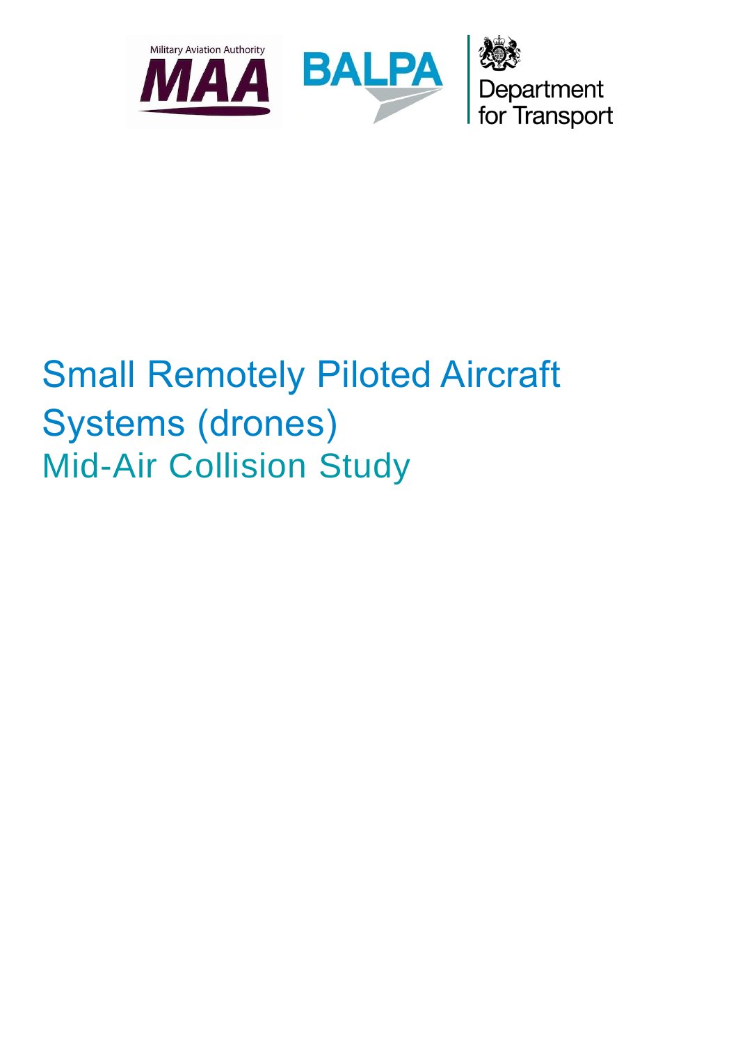Military Aviation Authority MAA BALPA Department for Transport

# Small Remotely Piloted Aircraft Systems (drones)

## Mid-Air Collision Study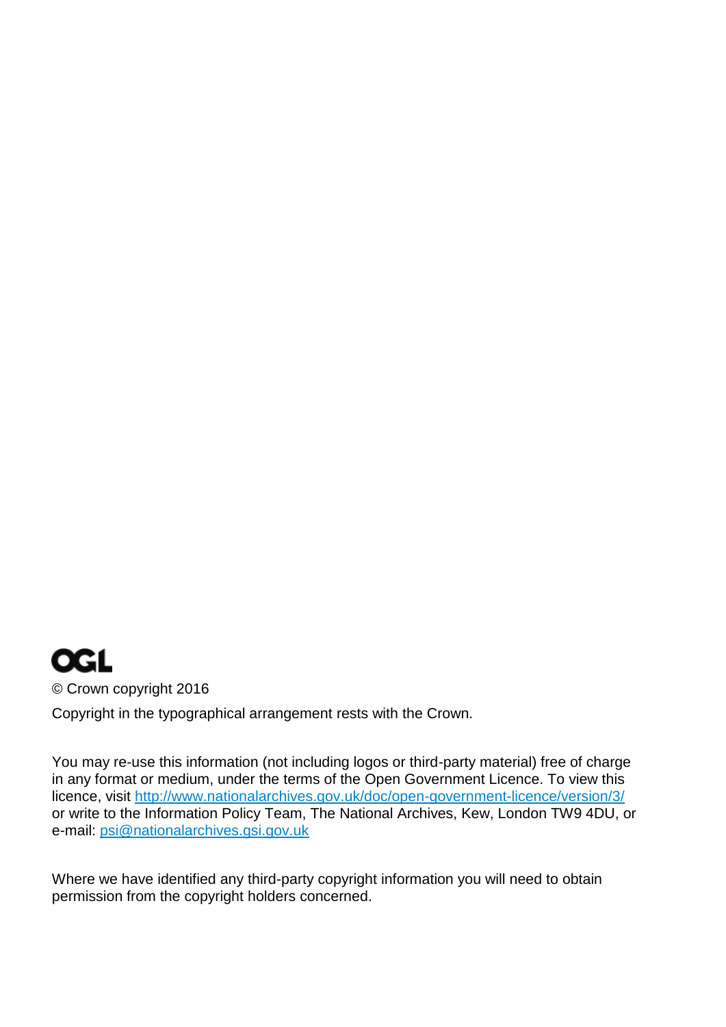OGL

© Crown copyright 2016

Copyright in the typographical arrangement rests with the Crown.

You may re-use this information (not including logos or third-party material) free of charge in any format or medium, under the terms of the Open Government Licence. To view this licence, visit [http://www.nationalarchives.gov.uk/doc/open-government-licence/version/3/](http://www.nationalarchives.gov.uk/doc/open-government-licence/version/3/) or write to the Information Policy Team, The National Archives, Kew, London TW9 4DU, or e-mail: [psi@nationalarchives.gsi.gov.uk](mailto:psi@nationalarchives.gsi.gov.uk)

Where we have identified any third-party copyright information you will need to obtain permission from the copyright holders concerned.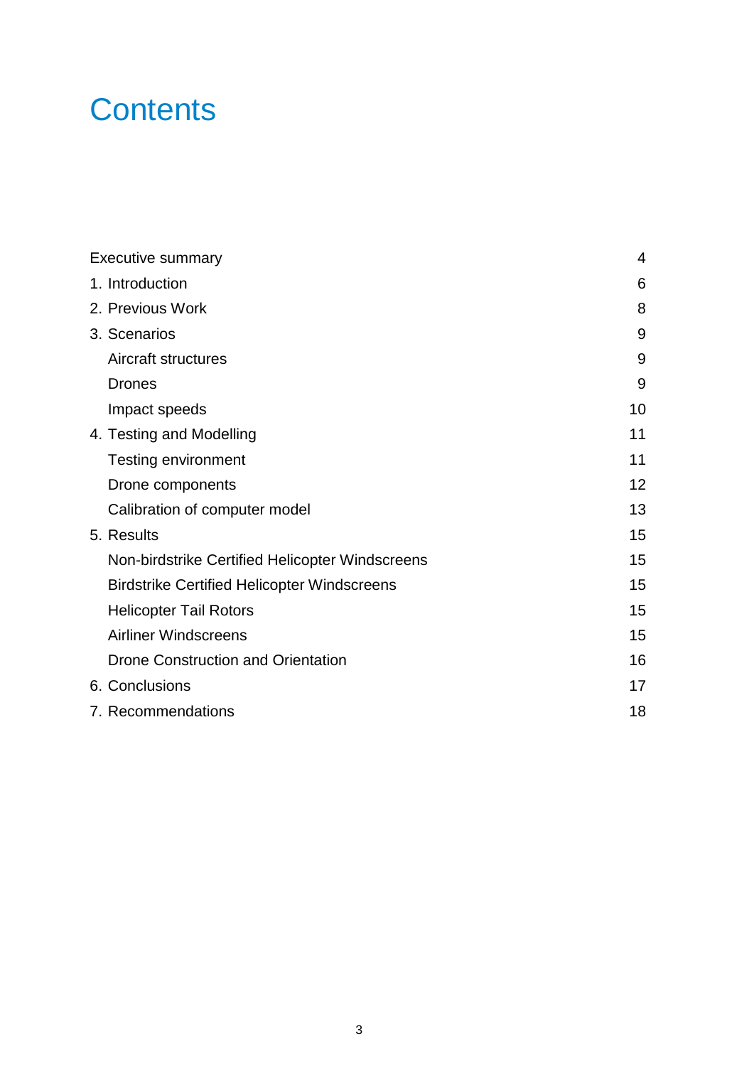# Contents

| | |
|---|---|
| Executive summary | 4 |
| 1. Introduction | 6 |
| 2. Previous Work | 8 |
| 3. Scenarios | 9 |
| Aircraft structures | 9 |
| Drones | 9 |
| Impact speeds | 10 |
| 4. Testing and Modelling | 11 |
| Testing environment | 11 |
| Drone components | 12 |
| Calibration of computer model | 13 |
| 5. Results | 15 |
| Non-birdstrike Certified Helicopter Windscreens | 15 |
| Birdstrike Certified Helicopter Windscreens | 15 |
| Helicopter Tail Rotors | 15 |
| Airliner Windscreens | 15 |
| Drone Construction and Orientation | 16 |
| 6. Conclusions | 17 |
| 7. Recommendations | 18 |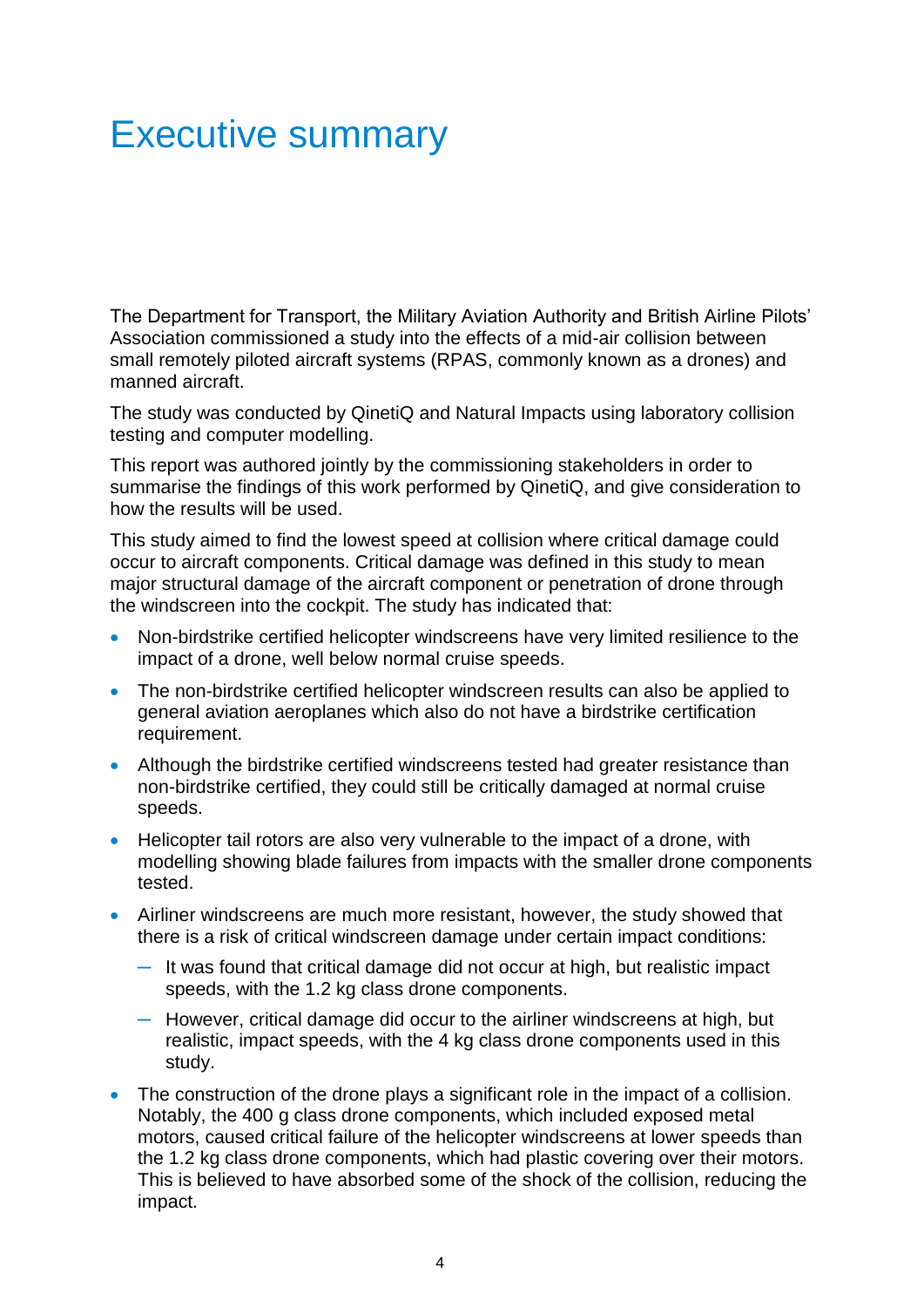# Executive summary

The Department for Transport, the Military Aviation Authority and British Airline Pilots' Association commissioned a study into the effects of a mid-air collision between small remotely piloted aircraft systems (RPAS, commonly known as a drones) and manned aircraft.

The study was conducted by QinetiQ and Natural Impacts using laboratory collision testing and computer modelling.

This report was authored jointly by the commissioning stakeholders in order to summarise the findings of this work performed by QinetiQ, and give consideration to how the results will be used.

This study aimed to find the lowest speed at collision where critical damage could occur to aircraft components. Critical damage was defined in this study to mean major structural damage of the aircraft component or penetration of drone through the windscreen into the cockpit. The study has indicated that:

- Non-birdstrike certified helicopter windscreens have very limited resilience to the impact of a drone, well below normal cruise speeds.
- The non-birdstrike certified helicopter windscreen results can also be applied to general aviation aeroplanes which also do not have a birdstrike certification requirement.
- Although the birdstrike certified windscreens tested had greater resistance than non-birdstrike certified, they could still be critically damaged at normal cruise speeds.
- Helicopter tail rotors are also very vulnerable to the impact of a drone, with modelling showing blade failures from impacts with the smaller drone components tested.
- Airliner windscreens are much more resistant, however, the study showed that there is a risk of critical windscreen damage under certain impact conditions:
  - It was found that critical damage did not occur at high, but realistic impact speeds, with the 1.2 kg class drone components.
  - However, critical damage did occur to the airliner windscreens at high, but realistic, impact speeds, with the 4 kg class drone components used in this study.
- The construction of the drone plays a significant role in the impact of a collision. Notably, the 400 g class drone components, which included exposed metal motors, caused critical failure of the helicopter windscreens at lower speeds than the 1.2 kg class drone components, which had plastic covering over their motors. This is believed to have absorbed some of the shock of the collision, reducing the impact.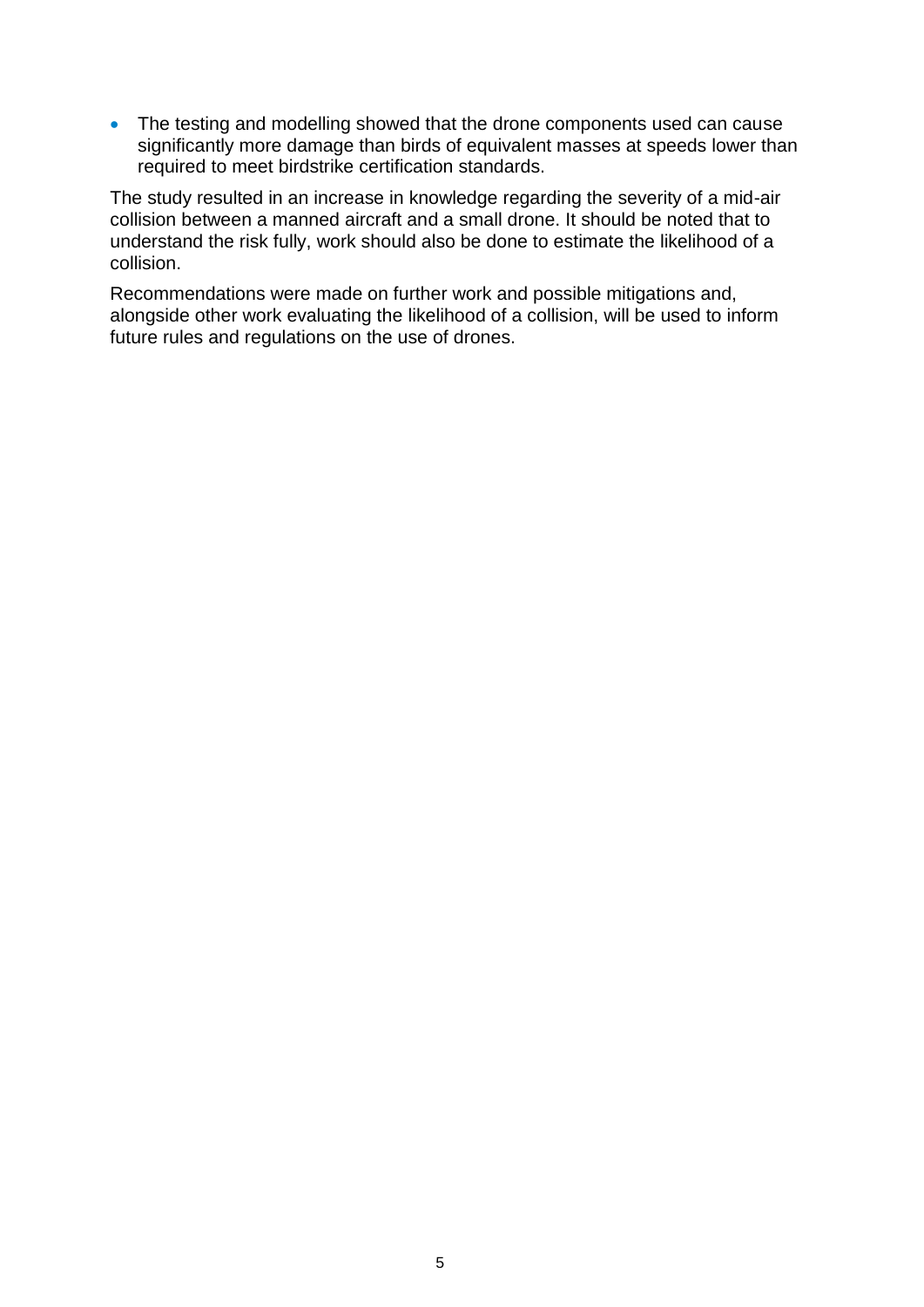- The testing and modelling showed that the drone components used can cause significantly more damage than birds of equivalent masses at speeds lower than required to meet birdstrike certification standards.

The study resulted in an increase in knowledge regarding the severity of a mid-air collision between a manned aircraft and a small drone. It should be noted that to understand the risk fully, work should also be done to estimate the likelihood of a collision.

Recommendations were made on further work and possible mitigations and, alongside other work evaluating the likelihood of a collision, will be used to inform future rules and regulations on the use of drones.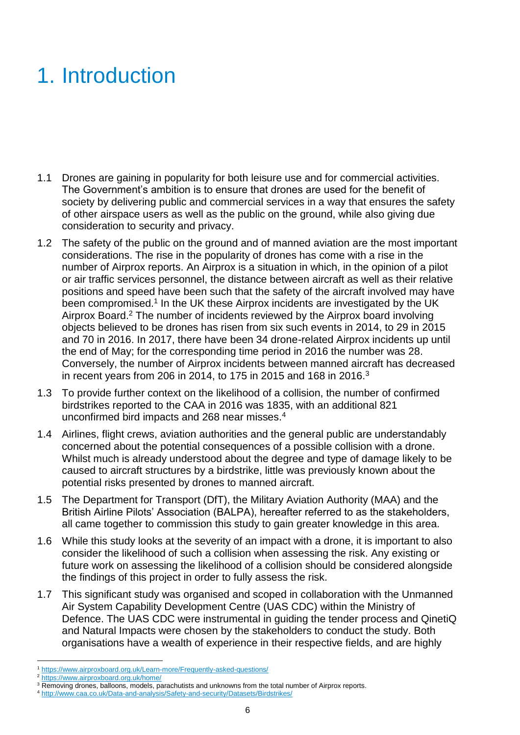# 1. Introduction

1.1 Drones are gaining in popularity for both leisure use and for commercial activities. The Government's ambition is to ensure that drones are used for the benefit of society by delivering public and commercial services in a way that ensures the safety of other airspace users as well as the public on the ground, while also giving due consideration to security and privacy.

1.2 The safety of the public on the ground and of manned aviation are the most important considerations. The rise in the popularity of drones has come with a rise in the number of Airprox reports. An Airprox is a situation in which, in the opinion of a pilot or air traffic services personnel, the distance between aircraft as well as their relative positions and speed have been such that the safety of the aircraft involved may have been compromised.[1] In the UK these Airprox incidents are investigated by the UK Airprox Board.[2] The number of incidents reviewed by the Airprox board involving objects believed to be drones has risen from six such events in 2014, to 29 in 2015 and 70 in 2016. In 2017, there have been 34 drone-related Airprox incidents up until the end of May; for the corresponding time period in 2016 the number was 28. Conversely, the number of Airprox incidents between manned aircraft has decreased in recent years from 206 in 2014, to 175 in 2015 and 168 in 2016.[3]

1.3 To provide further context on the likelihood of a collision, the number of confirmed birdstrikes reported to the CAA in 2016 was 1835, with an additional 821 unconfirmed bird impacts and 268 near misses.[4]

1.4 Airlines, flight crews, aviation authorities and the general public are understandably concerned about the potential consequences of a possible collision with a drone. Whilst much is already understood about the degree and type of damage likely to be caused to aircraft structures by a birdstrike, little was previously known about the potential risks presented by drones to manned aircraft.

1.5 The Department for Transport (DfT), the Military Aviation Authority (MAA) and the British Airline Pilots' Association (BALPA), hereafter referred to as the stakeholders, all came together to commission this study to gain greater knowledge in this area.

1.6 While this study looks at the severity of an impact with a drone, it is important to also consider the likelihood of such a collision when assessing the risk. Any existing or future work on assessing the likelihood of a collision should be considered alongside the findings of this project in order to fully assess the risk.

1.7 This significant study was organised and scoped in collaboration with the Unmanned Air System Capability Development Centre (UAS CDC) within the Ministry of Defence. The UAS CDC were instrumental in guiding the tender process and QinetiQ and Natural Impacts were chosen by the stakeholders to conduct the study. Both organisations have a wealth of experience in their respective fields, and are highly

---

[1] https://www.airproxboard.org.uk/Learn-more/Frequently-asked-questions/

[2] https://www.airproxboard.org.uk/home/

[3] Removing drones, balloons, models, parachutists and unknowns from the total number of Airprox reports.

[4] http://www.caa.co.uk/Data-and-analysis/Safety-and-security/Datasets/Birdstrikes/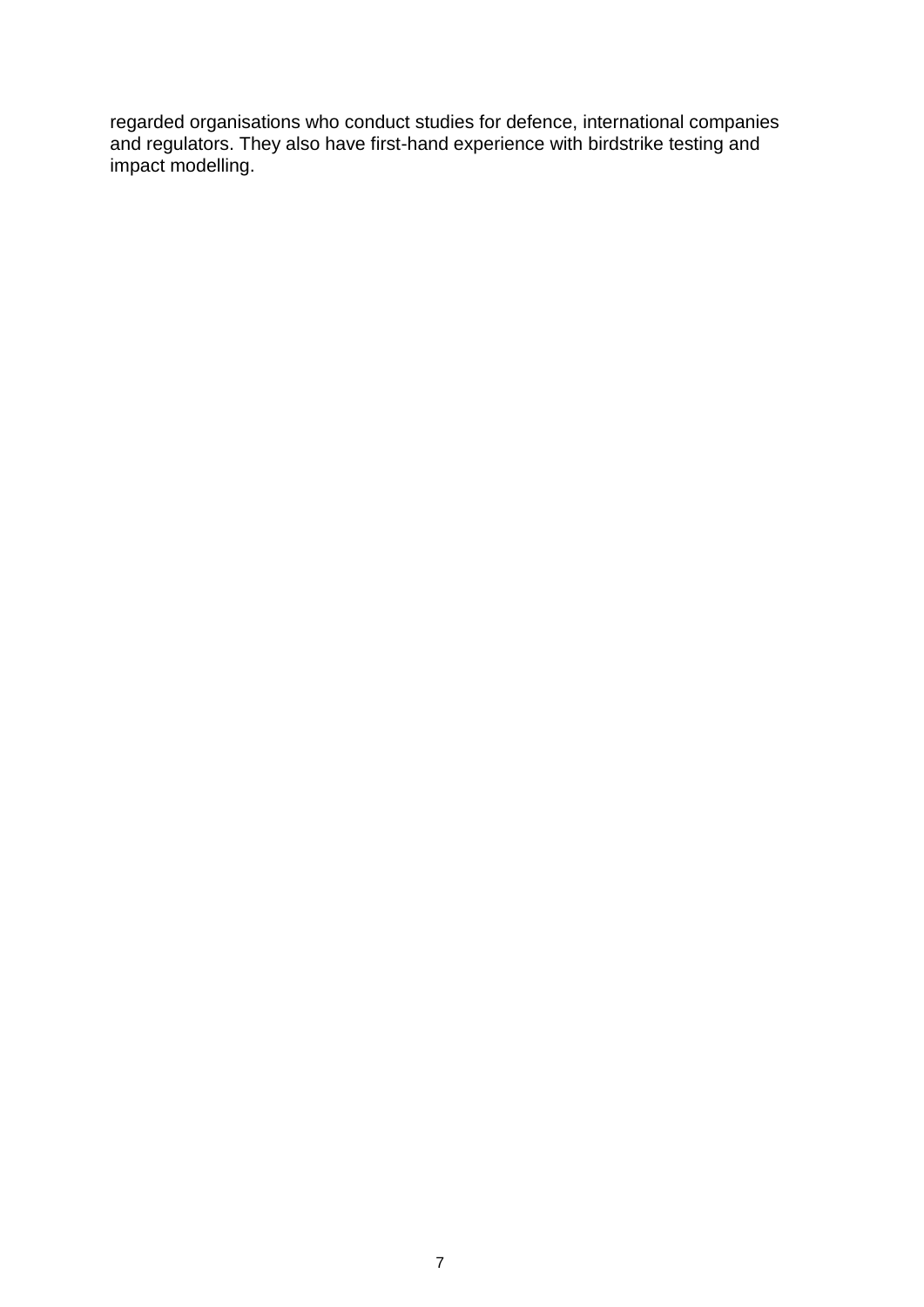regarded organisations who conduct studies for defence, international companies and regulators. They also have first-hand experience with birdstrike testing and impact modelling.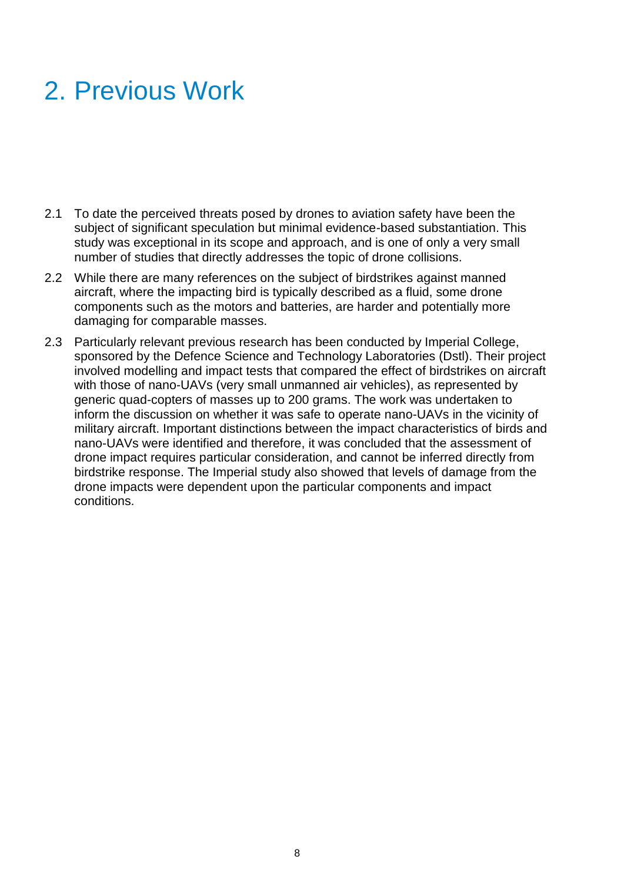# 2. Previous Work

2.1 To date the perceived threats posed by drones to aviation safety have been the subject of significant speculation but minimal evidence-based substantiation. This study was exceptional in its scope and approach, and is one of only a very small number of studies that directly addresses the topic of drone collisions.

2.2 While there are many references on the subject of birdstrikes against manned aircraft, where the impacting bird is typically described as a fluid, some drone components such as the motors and batteries, are harder and potentially more damaging for comparable masses.

2.3 Particularly relevant previous research has been conducted by Imperial College, sponsored by the Defence Science and Technology Laboratories (Dstl). Their project involved modelling and impact tests that compared the effect of birdstrikes on aircraft with those of nano-UAVs (very small unmanned air vehicles), as represented by generic quad-copters of masses up to 200 grams. The work was undertaken to inform the discussion on whether it was safe to operate nano-UAVs in the vicinity of military aircraft. Important distinctions between the impact characteristics of birds and nano-UAVs were identified and therefore, it was concluded that the assessment of drone impact requires particular consideration, and cannot be inferred directly from birdstrike response. The Imperial study also showed that levels of damage from the drone impacts were dependent upon the particular components and impact conditions.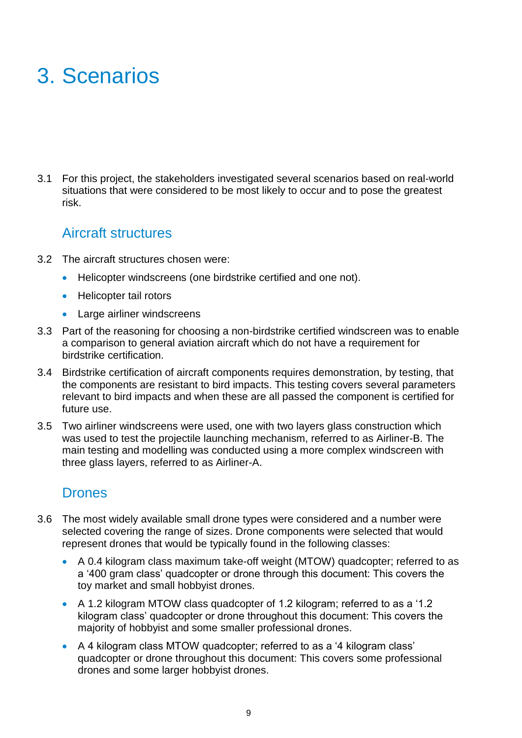# 3. Scenarios

3.1 For this project, the stakeholders investigated several scenarios based on real-world situations that were considered to be most likely to occur and to pose the greatest risk.

## Aircraft structures

3.2 The aircraft structures chosen were:

- Helicopter windscreens (one birdstrike certified and one not).
- Helicopter tail rotors
- Large airliner windscreens

3.3 Part of the reasoning for choosing a non-birdstrike certified windscreen was to enable a comparison to general aviation aircraft which do not have a requirement for birdstrike certification.

3.4 Birdstrike certification of aircraft components requires demonstration, by testing, that the components are resistant to bird impacts. This testing covers several parameters relevant to bird impacts and when these are all passed the component is certified for future use.

3.5 Two airliner windscreens were used, one with two layers glass construction which was used to test the projectile launching mechanism, referred to as Airliner-B. The main testing and modelling was conducted using a more complex windscreen with three glass layers, referred to as Airliner-A.

## Drones

3.6 The most widely available small drone types were considered and a number were selected covering the range of sizes. Drone components were selected that would represent drones that would be typically found in the following classes:

- A 0.4 kilogram class maximum take-off weight (MTOW) quadcopter; referred to as a '400 gram class' quadcopter or drone through this document: This covers the toy market and small hobbyist drones.
- A 1.2 kilogram MTOW class quadcopter of 1.2 kilogram; referred to as a '1.2 kilogram class' quadcopter or drone throughout this document: This covers the majority of hobbyist and some smaller professional drones.
- A 4 kilogram class MTOW quadcopter; referred to as a '4 kilogram class' quadcopter or drone throughout this document: This covers some professional drones and some larger hobbyist drones.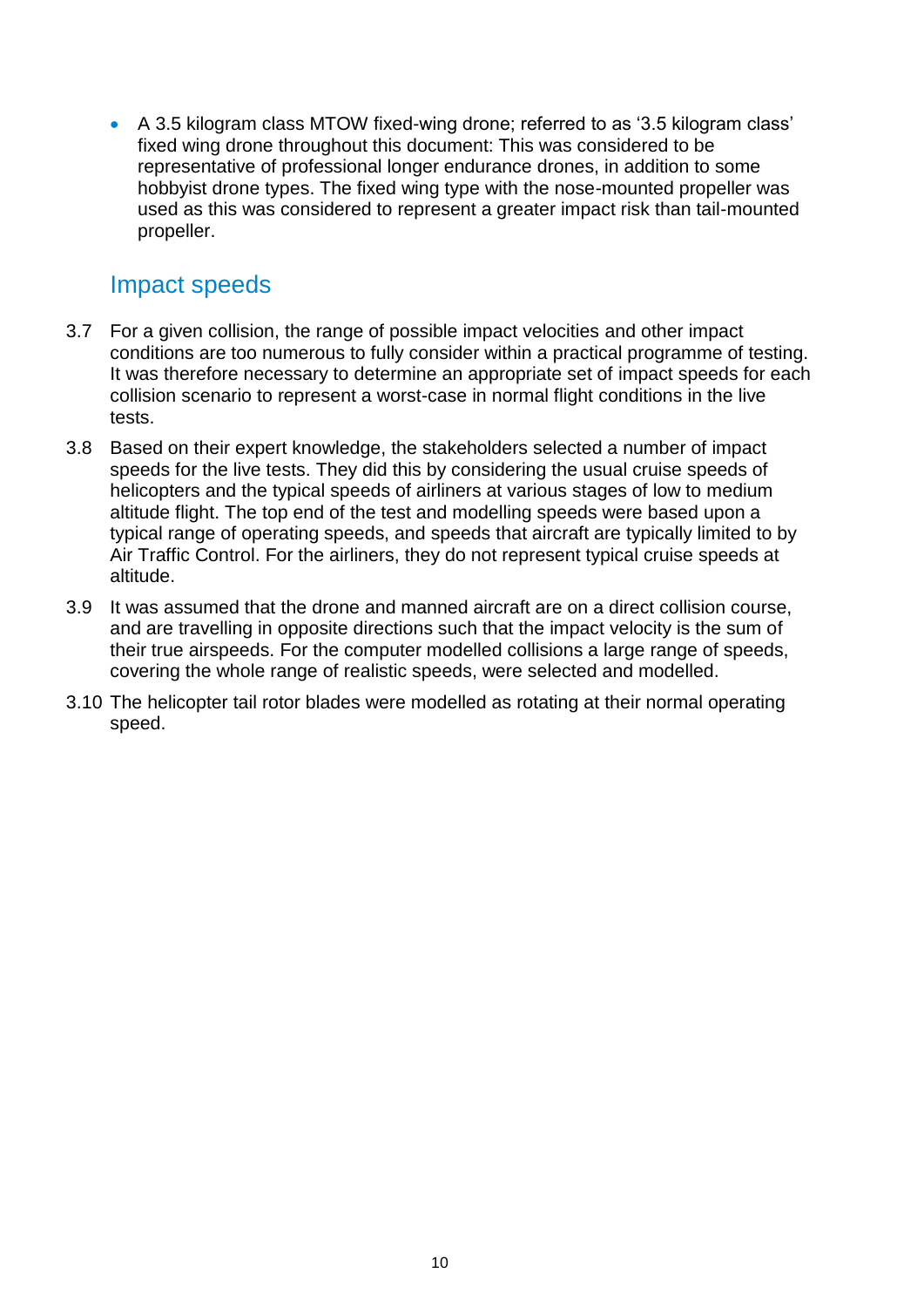- A 3.5 kilogram class MTOW fixed-wing drone; referred to as '3.5 kilogram class' fixed wing drone throughout this document: This was considered to be representative of professional longer endurance drones, in addition to some hobbyist drone types. The fixed wing type with the nose-mounted propeller was used as this was considered to represent a greater impact risk than tail-mounted propeller.

## Impact speeds

3.7 For a given collision, the range of possible impact velocities and other impact conditions are too numerous to fully consider within a practical programme of testing. It was therefore necessary to determine an appropriate set of impact speeds for each collision scenario to represent a worst-case in normal flight conditions in the live tests.

3.8 Based on their expert knowledge, the stakeholders selected a number of impact speeds for the live tests. They did this by considering the usual cruise speeds of helicopters and the typical speeds of airliners at various stages of low to medium altitude flight. The top end of the test and modelling speeds were based upon a typical range of operating speeds, and speeds that aircraft are typically limited to by Air Traffic Control. For the airliners, they do not represent typical cruise speeds at altitude.

3.9 It was assumed that the drone and manned aircraft are on a direct collision course, and are travelling in opposite directions such that the impact velocity is the sum of their true airspeeds. For the computer modelled collisions a large range of speeds, covering the whole range of realistic speeds, were selected and modelled.

3.10 The helicopter tail rotor blades were modelled as rotating at their normal operating speed.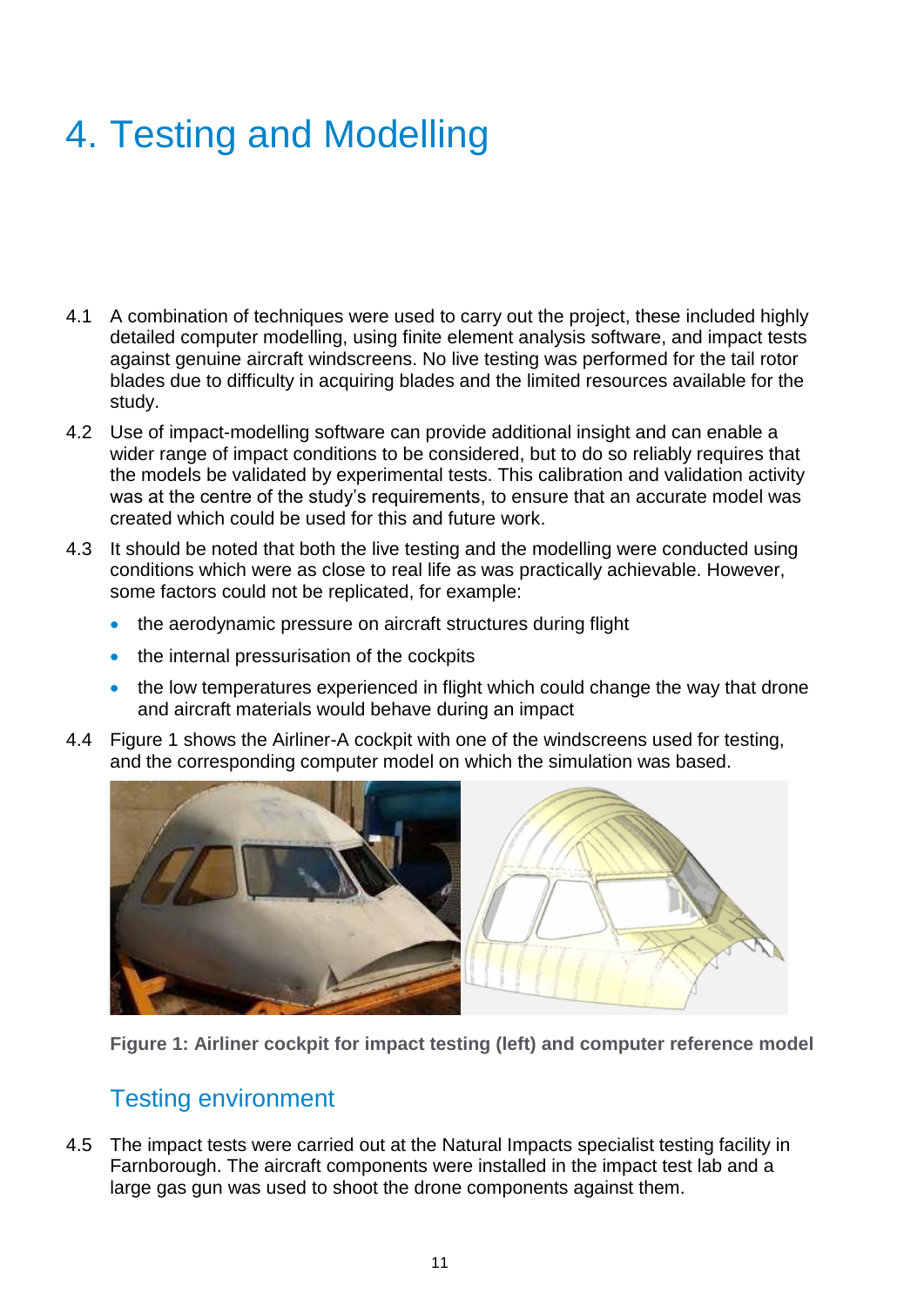# 4. Testing and Modelling

4.1 A combination of techniques were used to carry out the project, these included highly detailed computer modelling, using finite element analysis software, and impact tests against genuine aircraft windscreens. No live testing was performed for the tail rotor blades due to difficulty in acquiring blades and the limited resources available for the study.

4.2 Use of impact-modelling software can provide additional insight and can enable a wider range of impact conditions to be considered, but to do so reliably requires that the models be validated by experimental tests. This calibration and validation activity was at the centre of the study's requirements, to ensure that an accurate model was created which could be used for this and future work.

4.3 It should be noted that both the live testing and the modelling were conducted using conditions which were as close to real life as was practically achievable. However, some factors could not be replicated, for example:

- the aerodynamic pressure on aircraft structures during flight
- the internal pressurisation of the cockpits
- the low temperatures experienced in flight which could change the way that drone and aircraft materials would behave during an impact

4.4 Figure 1 shows the Airliner-A cockpit with one of the windscreens used for testing, and the corresponding computer model on which the simulation was based.

**Figure 1: Airliner cockpit for impact testing (left) and computer reference model**

## Testing environment

4.5 The impact tests were carried out at the Natural Impacts specialist testing facility in Farnborough. The aircraft components were installed in the impact test lab and a large gas gun was used to shoot the drone components against them.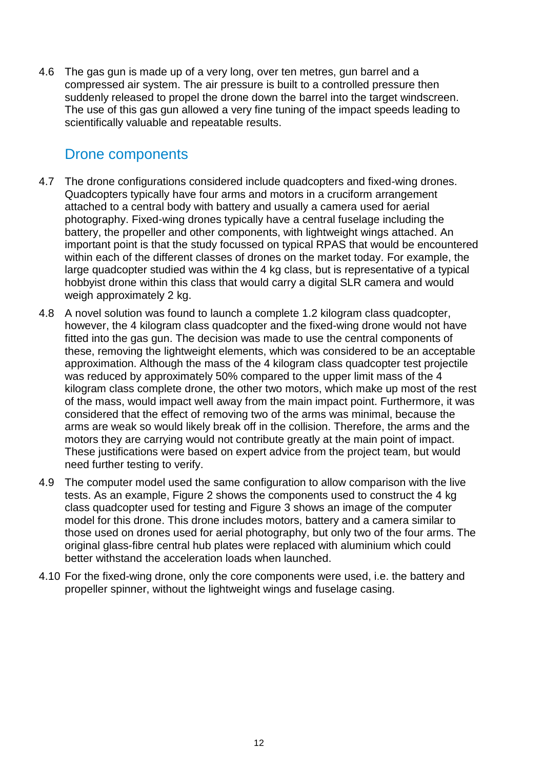4.6 The gas gun is made up of a very long, over ten metres, gun barrel and a compressed air system. The air pressure is built to a controlled pressure then suddenly released to propel the drone down the barrel into the target windscreen. The use of this gas gun allowed a very fine tuning of the impact speeds leading to scientifically valuable and repeatable results.

## Drone components

4.7 The drone configurations considered include quadcopters and fixed-wing drones. Quadcopters typically have four arms and motors in a cruciform arrangement attached to a central body with battery and usually a camera used for aerial photography. Fixed-wing drones typically have a central fuselage including the battery, the propeller and other components, with lightweight wings attached. An important point is that the study focussed on typical RPAS that would be encountered within each of the different classes of drones on the market today. For example, the large quadcopter studied was within the 4 kg class, but is representative of a typical hobbyist drone within this class that would carry a digital SLR camera and would weigh approximately 2 kg.

4.8 A novel solution was found to launch a complete 1.2 kilogram class quadcopter, however, the 4 kilogram class quadcopter and the fixed-wing drone would not have fitted into the gas gun. The decision was made to use the central components of these, removing the lightweight elements, which was considered to be an acceptable approximation. Although the mass of the 4 kilogram class quadcopter test projectile was reduced by approximately 50% compared to the upper limit mass of the 4 kilogram class complete drone, the other two motors, which make up most of the rest of the mass, would impact well away from the main impact point. Furthermore, it was considered that the effect of removing two of the arms was minimal, because the arms are weak so would likely break off in the collision. Therefore, the arms and the motors they are carrying would not contribute greatly at the main point of impact. These justifications were based on expert advice from the project team, but would need further testing to verify.

4.9 The computer model used the same configuration to allow comparison with the live tests. As an example, Figure 2 shows the components used to construct the 4 kg class quadcopter used for testing and Figure 3 shows an image of the computer model for this drone. This drone includes motors, battery and a camera similar to those used on drones used for aerial photography, but only two of the four arms. The original glass-fibre central hub plates were replaced with aluminium which could better withstand the acceleration loads when launched.

4.10 For the fixed-wing drone, only the core components were used, i.e. the battery and propeller spinner, without the lightweight wings and fuselage casing.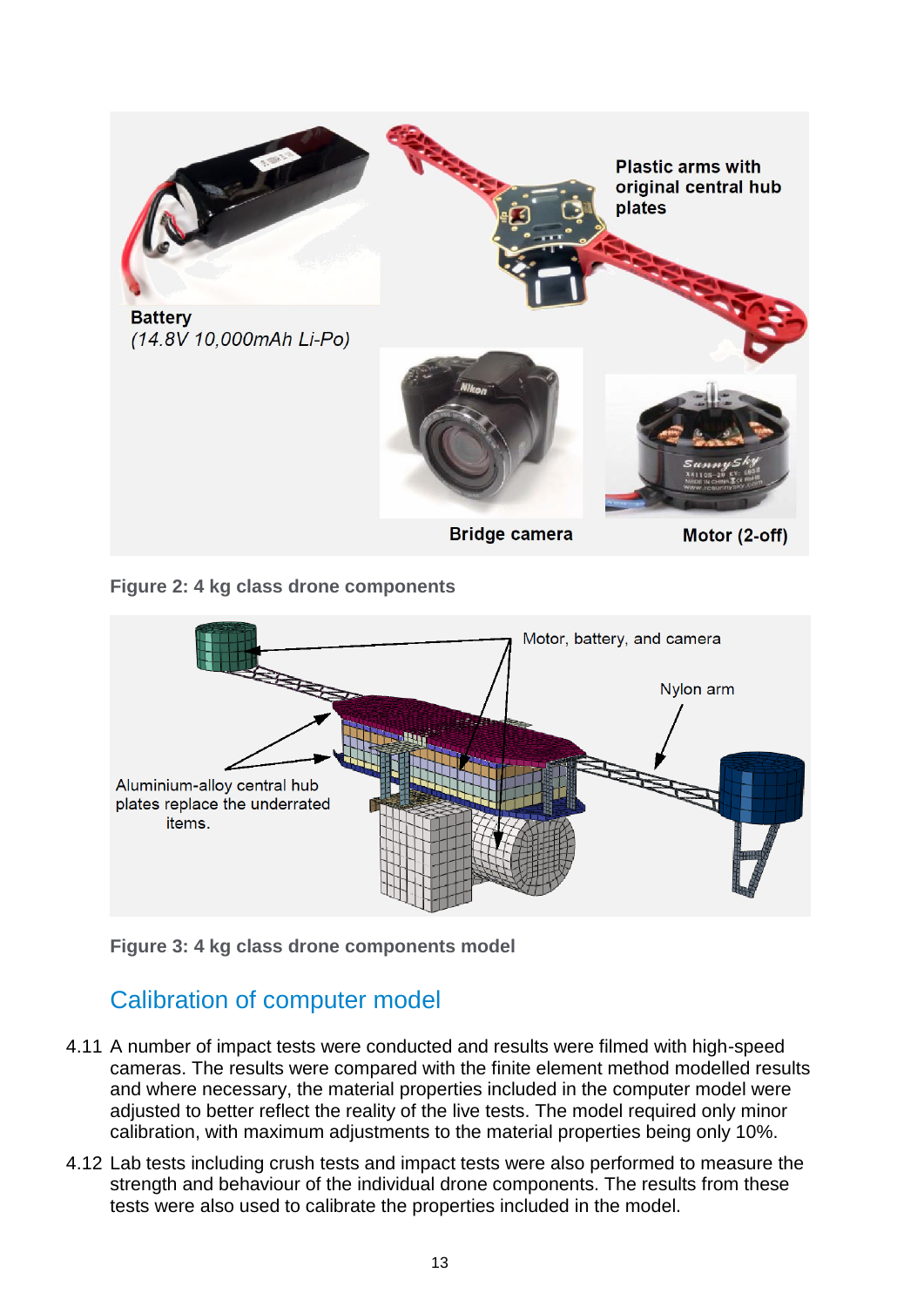Figure 2: 4 kg class drone components

Figure 3: 4 kg class drone components model

## Calibration of computer model

4.11 A number of impact tests were conducted and results were filmed with high-speed cameras. The results were compared with the finite element method modelled results and where necessary, the material properties included in the computer model were adjusted to better reflect the reality of the live tests. The model required only minor calibration, with maximum adjustments to the material properties being only 10%.

4.12 Lab tests including crush tests and impact tests were also performed to measure the strength and behaviour of the individual drone components. The results from these tests were also used to calibrate the properties included in the model.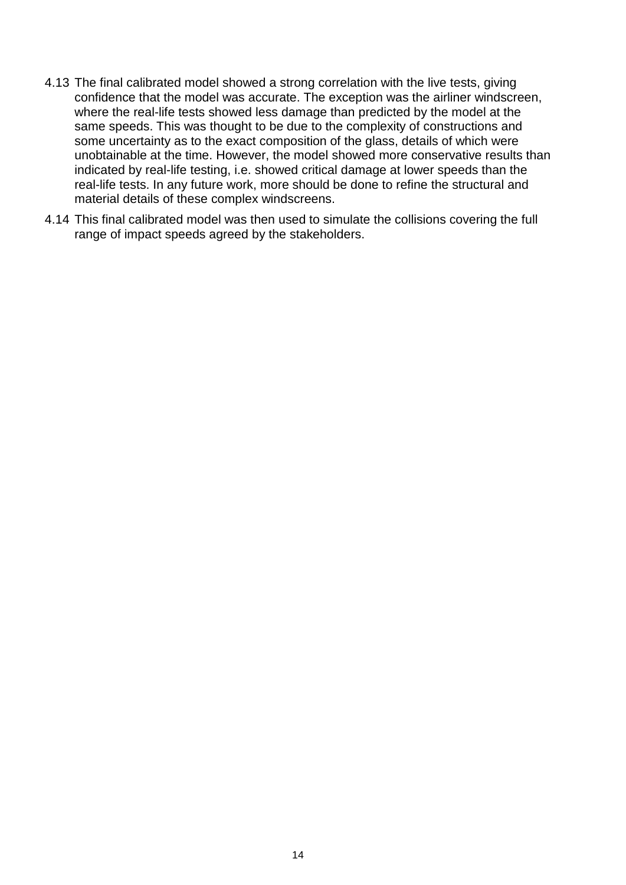4.13 The final calibrated model showed a strong correlation with the live tests, giving confidence that the model was accurate. The exception was the airliner windscreen, where the real-life tests showed less damage than predicted by the model at the same speeds. This was thought to be due to the complexity of constructions and some uncertainty as to the exact composition of the glass, details of which were unobtainable at the time. However, the model showed more conservative results than indicated by real-life testing, i.e. showed critical damage at lower speeds than the real-life tests. In any future work, more should be done to refine the structural and material details of these complex windscreens.

4.14 This final calibrated model was then used to simulate the collisions covering the full range of impact speeds agreed by the stakeholders.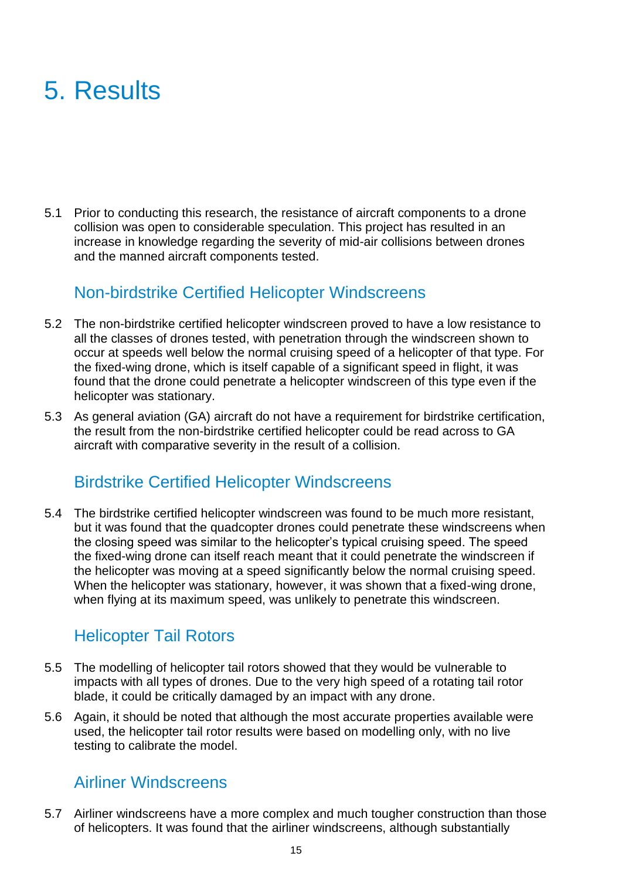# 5. Results

5.1 Prior to conducting this research, the resistance of aircraft components to a drone collision was open to considerable speculation. This project has resulted in an increase in knowledge regarding the severity of mid-air collisions between drones and the manned aircraft components tested.

## Non-birdstrike Certified Helicopter Windscreens

5.2 The non-birdstrike certified helicopter windscreen proved to have a low resistance to all the classes of drones tested, with penetration through the windscreen shown to occur at speeds well below the normal cruising speed of a helicopter of that type. For the fixed-wing drone, which is itself capable of a significant speed in flight, it was found that the drone could penetrate a helicopter windscreen of this type even if the helicopter was stationary.

5.3 As general aviation (GA) aircraft do not have a requirement for birdstrike certification, the result from the non-birdstrike certified helicopter could be read across to GA aircraft with comparative severity in the result of a collision.

## Birdstrike Certified Helicopter Windscreens

5.4 The birdstrike certified helicopter windscreen was found to be much more resistant, but it was found that the quadcopter drones could penetrate these windscreens when the closing speed was similar to the helicopter's typical cruising speed. The speed the fixed-wing drone can itself reach meant that it could penetrate the windscreen if the helicopter was moving at a speed significantly below the normal cruising speed. When the helicopter was stationary, however, it was shown that a fixed-wing drone, when flying at its maximum speed, was unlikely to penetrate this windscreen.

## Helicopter Tail Rotors

5.5 The modelling of helicopter tail rotors showed that they would be vulnerable to impacts with all types of drones. Due to the very high speed of a rotating tail rotor blade, it could be critically damaged by an impact with any drone.

5.6 Again, it should be noted that although the most accurate properties available were used, the helicopter tail rotor results were based on modelling only, with no live testing to calibrate the model.

## Airliner Windscreens

5.7 Airliner windscreens have a more complex and much tougher construction than those of helicopters. It was found that the airliner windscreens, although substantially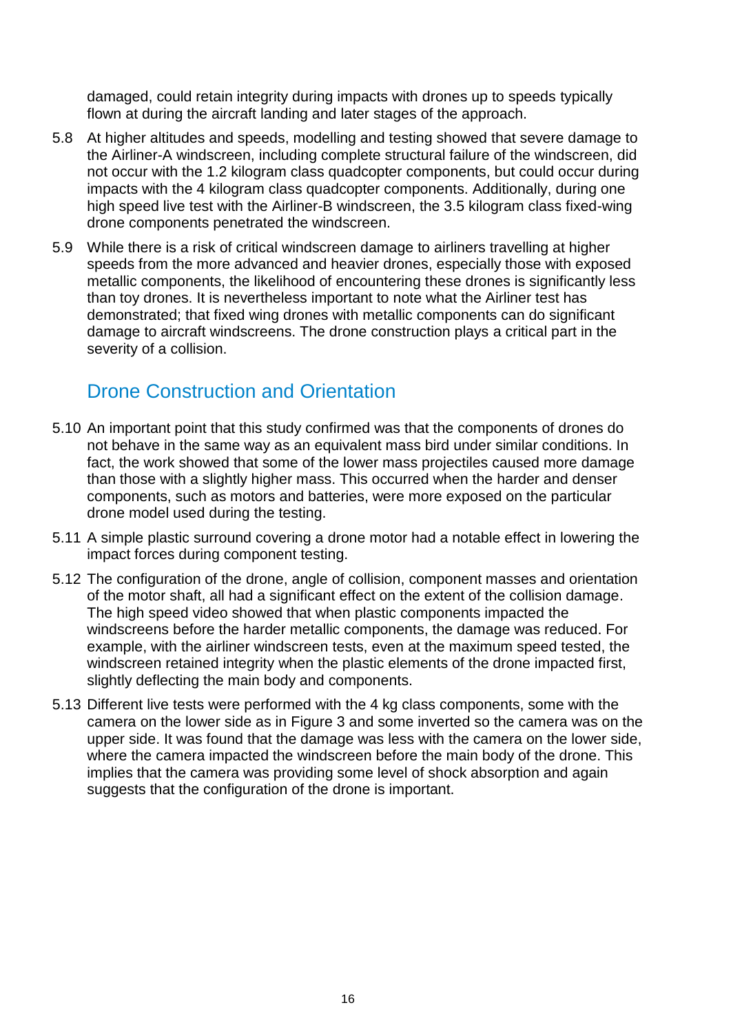damaged, could retain integrity during impacts with drones up to speeds typically flown at during the aircraft landing and later stages of the approach.

5.8 At higher altitudes and speeds, modelling and testing showed that severe damage to the Airliner-A windscreen, including complete structural failure of the windscreen, did not occur with the 1.2 kilogram class quadcopter components, but could occur during impacts with the 4 kilogram class quadcopter components. Additionally, during one high speed live test with the Airliner-B windscreen, the 3.5 kilogram class fixed-wing drone components penetrated the windscreen.

5.9 While there is a risk of critical windscreen damage to airliners travelling at higher speeds from the more advanced and heavier drones, especially those with exposed metallic components, the likelihood of encountering these drones is significantly less than toy drones. It is nevertheless important to note what the Airliner test has demonstrated; that fixed wing drones with metallic components can do significant damage to aircraft windscreens. The drone construction plays a critical part in the severity of a collision.

## Drone Construction and Orientation

5.10 An important point that this study confirmed was that the components of drones do not behave in the same way as an equivalent mass bird under similar conditions. In fact, the work showed that some of the lower mass projectiles caused more damage than those with a slightly higher mass. This occurred when the harder and denser components, such as motors and batteries, were more exposed on the particular drone model used during the testing.

5.11 A simple plastic surround covering a drone motor had a notable effect in lowering the impact forces during component testing.

5.12 The configuration of the drone, angle of collision, component masses and orientation of the motor shaft, all had a significant effect on the extent of the collision damage. The high speed video showed that when plastic components impacted the windscreens before the harder metallic components, the damage was reduced. For example, with the airliner windscreen tests, even at the maximum speed tested, the windscreen retained integrity when the plastic elements of the drone impacted first, slightly deflecting the main body and components.

5.13 Different live tests were performed with the 4 kg class components, some with the camera on the lower side as in Figure 3 and some inverted so the camera was on the upper side. It was found that the damage was less with the camera on the lower side, where the camera impacted the windscreen before the main body of the drone. This implies that the camera was providing some level of shock absorption and again suggests that the configuration of the drone is important.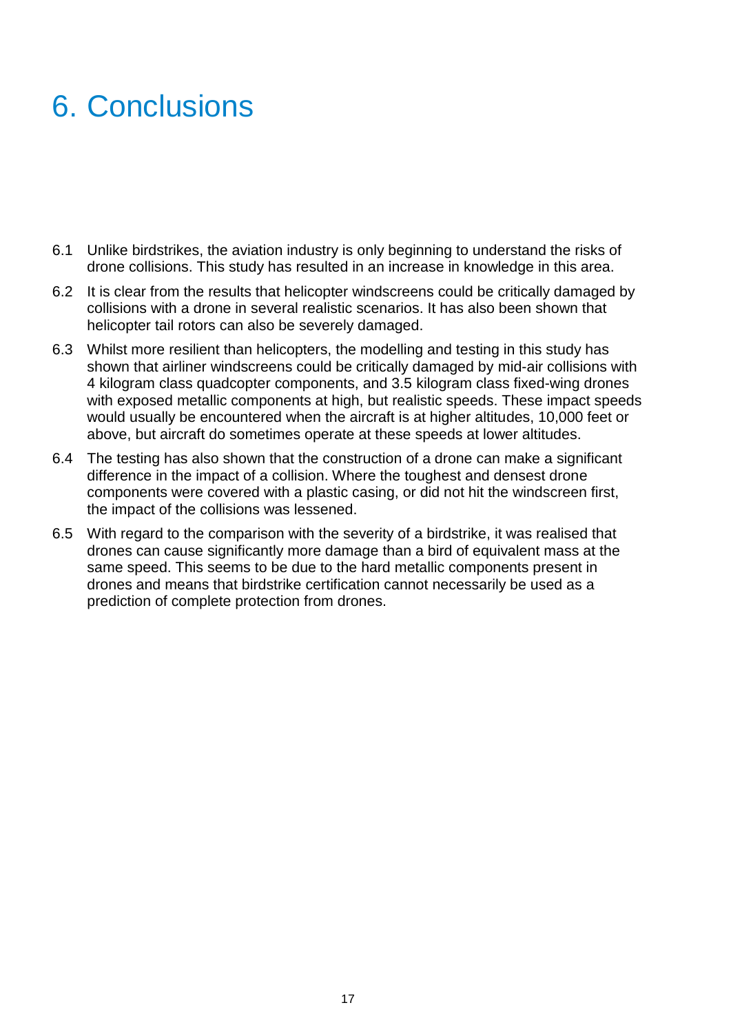# 6. Conclusions

6.1 Unlike birdstrikes, the aviation industry is only beginning to understand the risks of drone collisions. This study has resulted in an increase in knowledge in this area.

6.2 It is clear from the results that helicopter windscreens could be critically damaged by collisions with a drone in several realistic scenarios. It has also been shown that helicopter tail rotors can also be severely damaged.

6.3 Whilst more resilient than helicopters, the modelling and testing in this study has shown that airliner windscreens could be critically damaged by mid-air collisions with 4 kilogram class quadcopter components, and 3.5 kilogram class fixed-wing drones with exposed metallic components at high, but realistic speeds. These impact speeds would usually be encountered when the aircraft is at higher altitudes, 10,000 feet or above, but aircraft do sometimes operate at these speeds at lower altitudes.

6.4 The testing has also shown that the construction of a drone can make a significant difference in the impact of a collision. Where the toughest and densest drone components were covered with a plastic casing, or did not hit the windscreen first, the impact of the collisions was lessened.

6.5 With regard to the comparison with the severity of a birdstrike, it was realised that drones can cause significantly more damage than a bird of equivalent mass at the same speed. This seems to be due to the hard metallic components present in drones and means that birdstrike certification cannot necessarily be used as a prediction of complete protection from drones.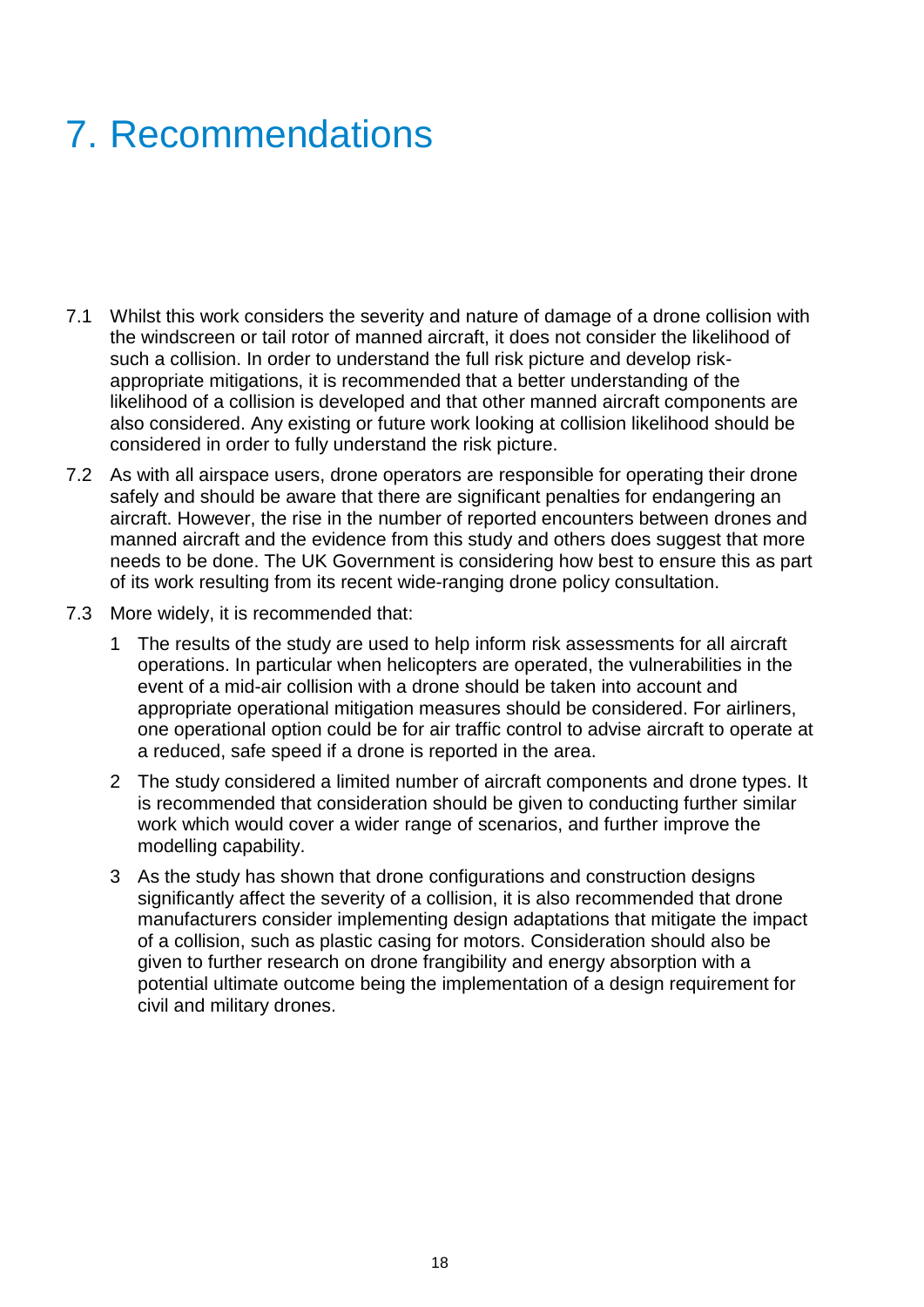# 7. Recommendations

7.1 Whilst this work considers the severity and nature of damage of a drone collision with the windscreen or tail rotor of manned aircraft, it does not consider the likelihood of such a collision. In order to understand the full risk picture and develop risk-appropriate mitigations, it is recommended that a better understanding of the likelihood of a collision is developed and that other manned aircraft components are also considered. Any existing or future work looking at collision likelihood should be considered in order to fully understand the risk picture.

7.2 As with all airspace users, drone operators are responsible for operating their drone safely and should be aware that there are significant penalties for endangering an aircraft. However, the rise in the number of reported encounters between drones and manned aircraft and the evidence from this study and others does suggest that more needs to be done. The UK Government is considering how best to ensure this as part of its work resulting from its recent wide-ranging drone policy consultation.

7.3 More widely, it is recommended that:

1. The results of the study are used to help inform risk assessments for all aircraft operations. In particular when helicopters are operated, the vulnerabilities in the event of a mid-air collision with a drone should be taken into account and appropriate operational mitigation measures should be considered. For airliners, one operational option could be for air traffic control to advise aircraft to operate at a reduced, safe speed if a drone is reported in the area.

2. The study considered a limited number of aircraft components and drone types. It is recommended that consideration should be given to conducting further similar work which would cover a wider range of scenarios, and further improve the modelling capability.

3. As the study has shown that drone configurations and construction designs significantly affect the severity of a collision, it is also recommended that drone manufacturers consider implementing design adaptations that mitigate the impact of a collision, such as plastic casing for motors. Consideration should also be given to further research on drone frangibility and energy absorption with a potential ultimate outcome being the implementation of a design requirement for civil and military drones.